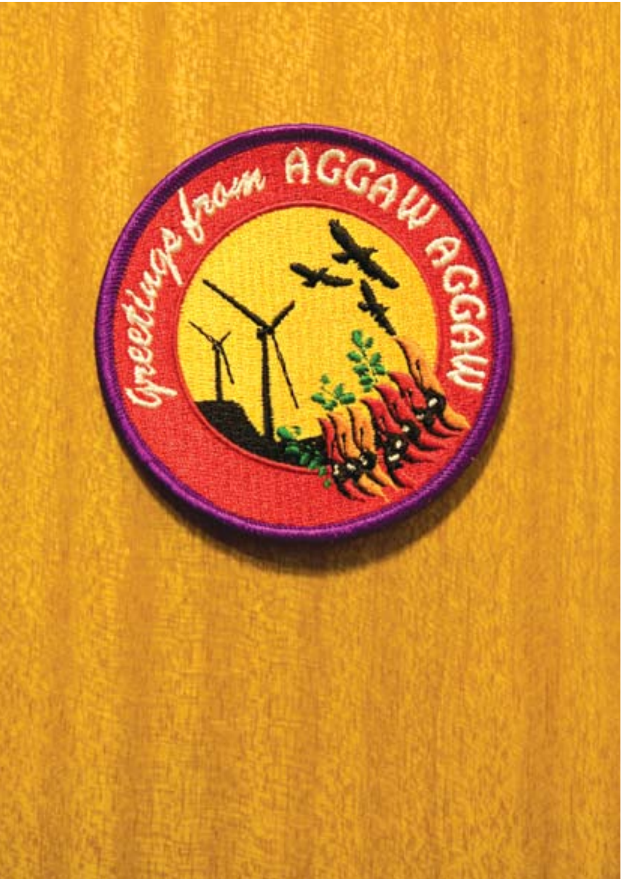Greetings from AGGAW AGGAW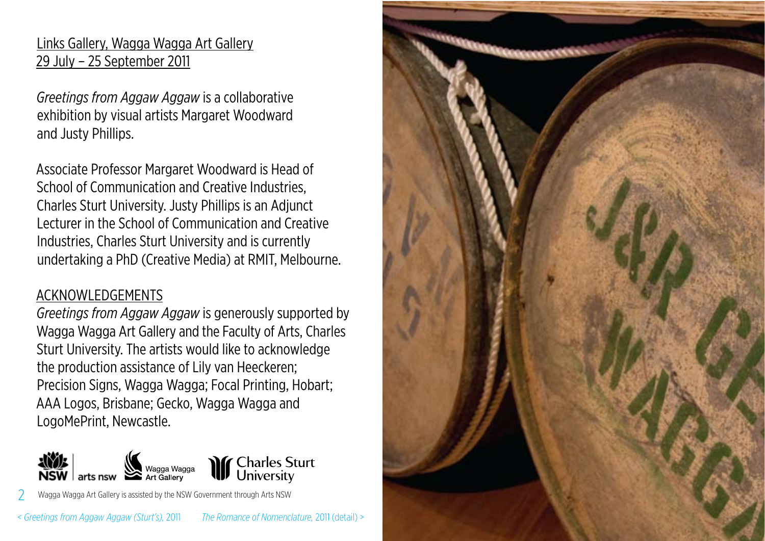Links Gallery, Wagga Wagga Art Gallery
29 July – 25 September 2011

*Greetings from Aggaw Aggaw* is a collaborative exhibition by visual artists Margaret Woodward and Justy Phillips.

Associate Professor Margaret Woodward is Head of School of Communication and Creative Industries, Charles Sturt University. Justy Phillips is an Adjunct Lecturer in the School of Communication and Creative Industries, Charles Sturt University and is currently undertaking a PhD (Creative Media) at RMIT, Melbourne.

## ACKNOWLEDGEMENTS

*Greetings from Aggaw Aggaw* is generously supported by Wagga Wagga Art Gallery and the Faculty of Arts, Charles Sturt University. The artists would like to acknowledge the production assistance of Lily van Heeckeren; Precision Signs, Wagga Wagga; Focal Printing, Hobart; AAA Logos, Brisbane; Gecko, Wagga Wagga and LogoMePrint, Newcastle.

NSW arts nsw | Wagga Wagga Art Gallery | Charles Sturt University

Wagga Wagga Art Gallery is assisted by the NSW Government through Arts NSW

< *Greetings from Aggaw Aggaw (Sturt's)*, 2011

*The Romance of Nomenclature*, 2011 (detail) >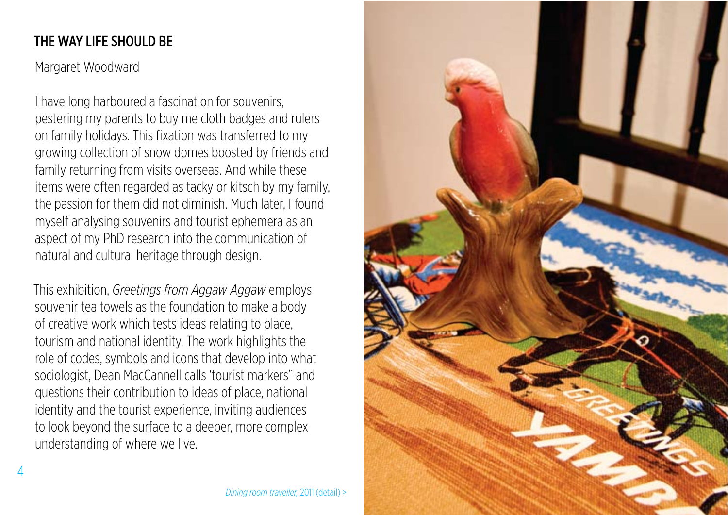## THE WAY LIFE SHOULD BE

Margaret Woodward

I have long harboured a fascination for souvenirs, pestering my parents to buy me cloth badges and rulers on family holidays. This fixation was transferred to my growing collection of snow domes boosted by friends and family returning from visits overseas. And while these items were often regarded as tacky or kitsch by my family, the passion for them did not diminish. Much later, I found myself analysing souvenirs and tourist ephemera as an aspect of my PhD research into the communication of natural and cultural heritage through design.

This exhibition, *Greetings from Aggaw Aggaw* employs souvenir tea towels as the foundation to make a body of creative work which tests ideas relating to place, tourism and national identity. The work highlights the role of codes, symbols and icons that develop into what sociologist, Dean MacCannell calls 'tourist markers'[1] and questions their contribution to ideas of place, national identity and the tourist experience, inviting audiences to look beyond the surface to a deeper, more complex understanding of where we live.

*Dining room traveller*, 2011 (detail) >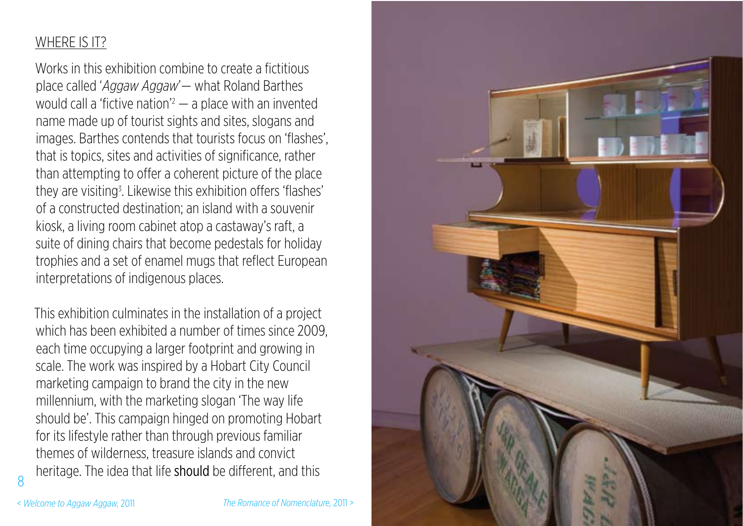## WHERE IS IT?

Works in this exhibition combine to create a fictitious place called '*Aggaw Aggaw*' — what Roland Barthes would call a 'fictive nation'[2] — a place with an invented name made up of tourist sights and sites, slogans and images. Barthes contends that tourists focus on 'flashes', that is topics, sites and activities of significance, rather than attempting to offer a coherent picture of the place they are visiting[3]. Likewise this exhibition offers 'flashes' of a constructed destination; an island with a souvenir kiosk, a living room cabinet atop a castaway's raft, a suite of dining chairs that become pedestals for holiday trophies and a set of enamel mugs that reflect European interpretations of indigenous places.

This exhibition culminates in the installation of a project which has been exhibited a number of times since 2009, each time occupying a larger footprint and growing in scale. The work was inspired by a Hobart City Council marketing campaign to brand the city in the new millennium, with the marketing slogan 'The way life should be'. This campaign hinged on promoting Hobart for its lifestyle rather than through previous familiar themes of wilderness, treasure islands and convict heritage. The idea that life **should** be different, and this

*< Welcome to Aggaw Aggaw*, 2011

*The Romance of Nomenclature*, 2011 >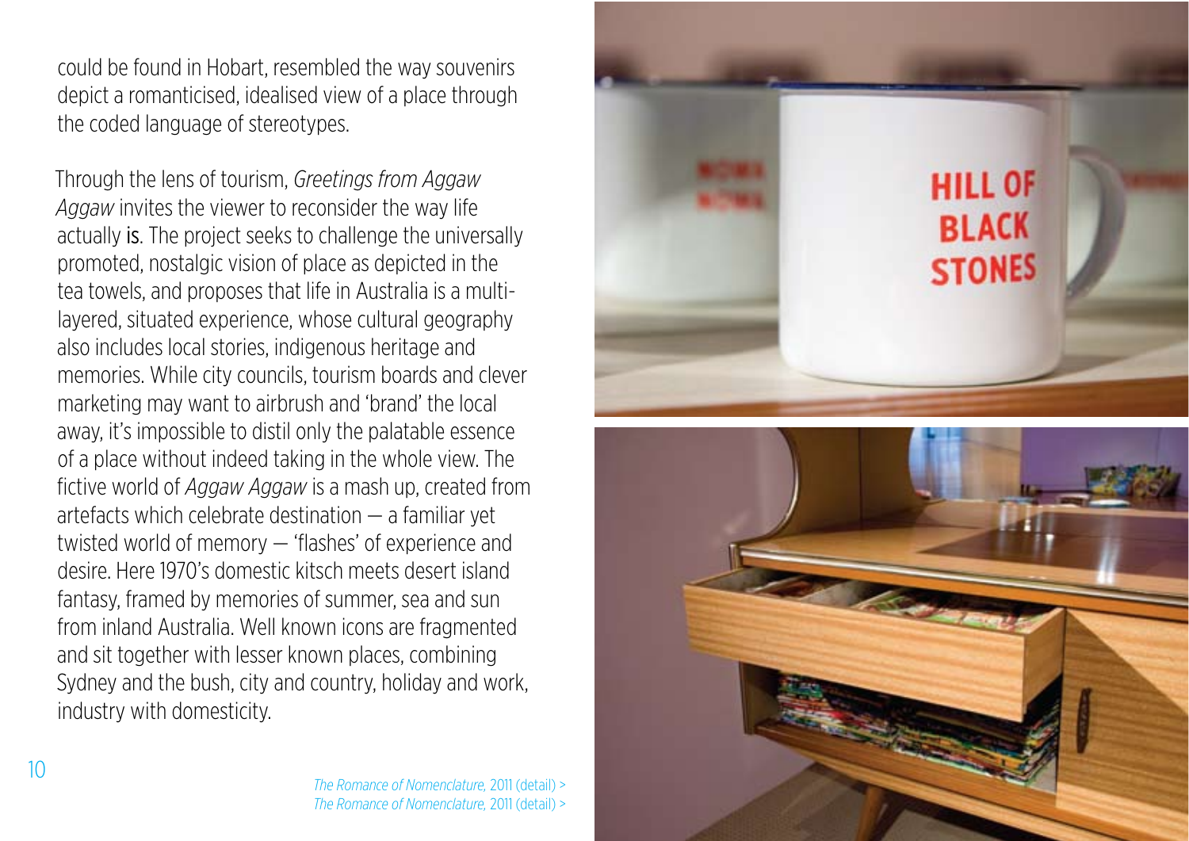could be found in Hobart, resembled the way souvenirs depict a romanticised, idealised view of a place through the coded language of stereotypes.

Through the lens of tourism, *Greetings from Aggaw Aggaw* invites the viewer to reconsider the way life actually is. The project seeks to challenge the universally promoted, nostalgic vision of place as depicted in the tea towels, and proposes that life in Australia is a multi-layered, situated experience, whose cultural geography also includes local stories, indigenous heritage and memories. While city councils, tourism boards and clever marketing may want to airbrush and 'brand' the local away, it's impossible to distil only the palatable essence of a place without indeed taking in the whole view. The fictive world of *Aggaw Aggaw* is a mash up, created from artefacts which celebrate destination — a familiar yet twisted world of memory — 'flashes' of experience and desire. Here 1970's domestic kitsch meets desert island fantasy, framed by memories of summer, sea and sun from inland Australia. Well known icons are fragmented and sit together with lesser known places, combining Sydney and the bush, city and country, holiday and work, industry with domesticity.

*The Romance of Nomenclature*, 2011 (detail) >
*The Romance of Nomenclature*, 2011 (detail) >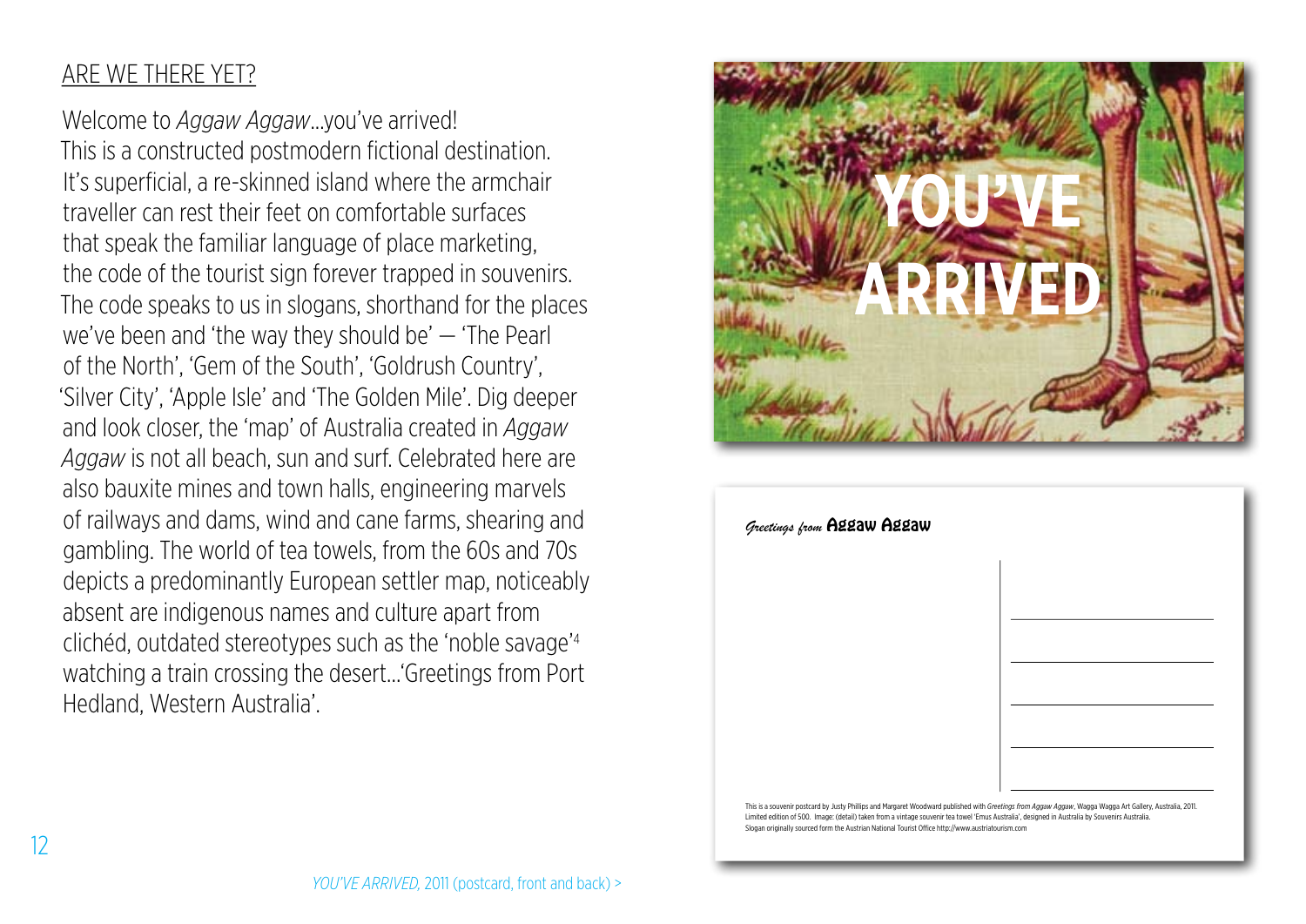## ARE WE THERE YET?

Welcome to *Aggaw Aggaw*...you've arrived! This is a constructed postmodern fictional destination. It's superficial, a re-skinned island where the armchair traveller can rest their feet on comfortable surfaces that speak the familiar language of place marketing, the code of the tourist sign forever trapped in souvenirs. The code speaks to us in slogans, shorthand for the places we've been and 'the way they should be' — 'The Pearl of the North', 'Gem of the South', 'Goldrush Country', 'Silver City', 'Apple Isle' and 'The Golden Mile'. Dig deeper and look closer, the 'map' of Australia created in *Aggaw Aggaw* is not all beach, sun and surf. Celebrated here are also bauxite mines and town halls, engineering marvels of railways and dams, wind and cane farms, shearing and gambling. The world of tea towels, from the 60s and 70s depicts a predominantly European settler map, noticeably absent are indigenous names and culture apart from clichéd, outdated stereotypes such as the 'noble savage'[4] watching a train crossing the desert...'Greetings from Port Hedland, Western Australia'.

YOU'VE ARRIVED

*Greetings from* Aggaw Aggaw

This is a souvenir postcard by Justy Phillips and Margaret Woodward published with *Greetings from Aggaw Aggaw*, Wagga Wagga Art Gallery, Australia, 2011. Limited edition of 500. Image: (detail) taken from a vintage souvenir tea towel 'Emus Australia', designed in Australia by Souvenirs Australia. Slogan originally sourced form the Austrian National Tourist Office http://www.austriatourism.com

*YOU'VE ARRIVED,* 2011 (postcard, front and back) >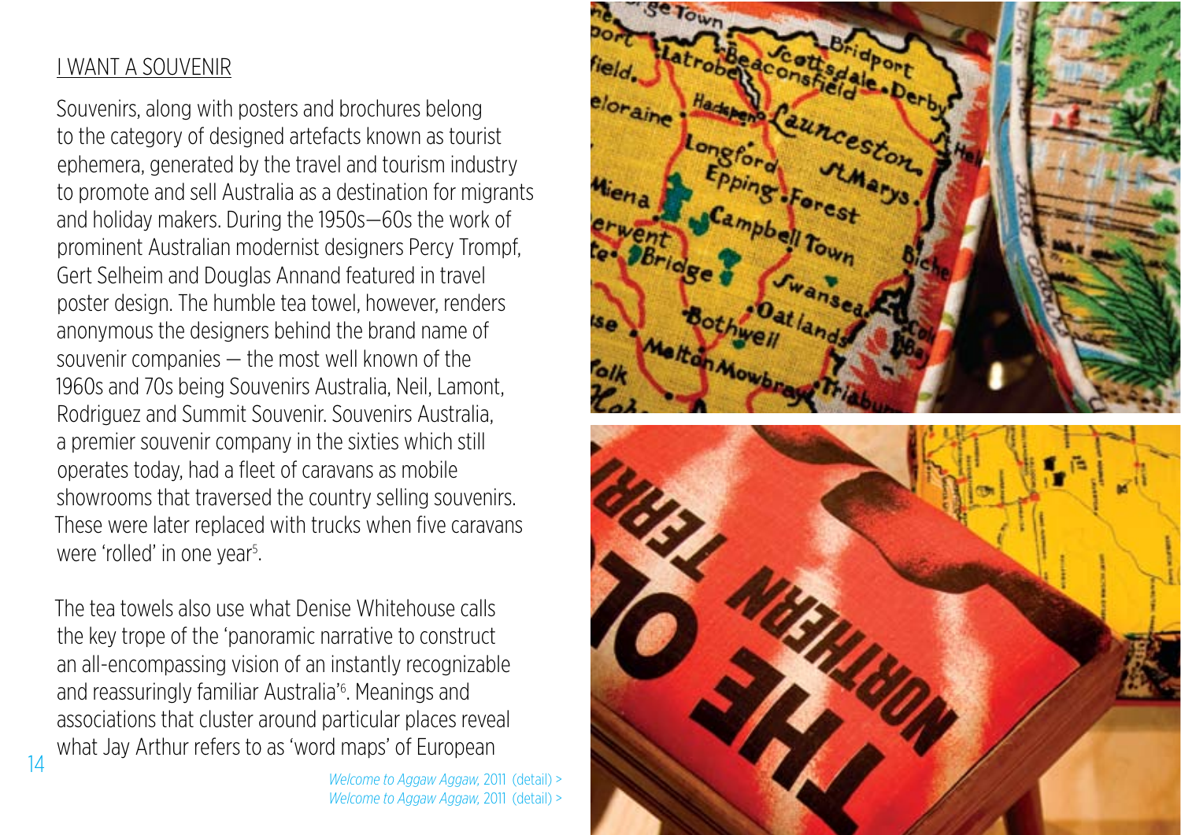## I WANT A SOUVENIR

Souvenirs, along with posters and brochures belong to the category of designed artefacts known as tourist ephemera, generated by the travel and tourism industry to promote and sell Australia as a destination for migrants and holiday makers. During the 1950s—60s the work of prominent Australian modernist designers Percy Trompf, Gert Selheim and Douglas Annand featured in travel poster design. The humble tea towel, however, renders anonymous the designers behind the brand name of souvenir companies — the most well known of the 1960s and 70s being Souvenirs Australia, Neil, Lamont, Rodriguez and Summit Souvenir. Souvenirs Australia, a premier souvenir company in the sixties which still operates today, had a fleet of caravans as mobile showrooms that traversed the country selling souvenirs. These were later replaced with trucks when five caravans were 'rolled' in one year[5].

The tea towels also use what Denise Whitehouse calls the key trope of the 'panoramic narrative to construct an all-encompassing vision of an instantly recognizable and reassuringly familiar Australia'[6]. Meanings and associations that cluster around particular places reveal what Jay Arthur refers to as 'word maps' of European

*Welcome to Aggaw Aggaw,* 2011 (detail) >
*Welcome to Aggaw Aggaw,* 2011 (detail) >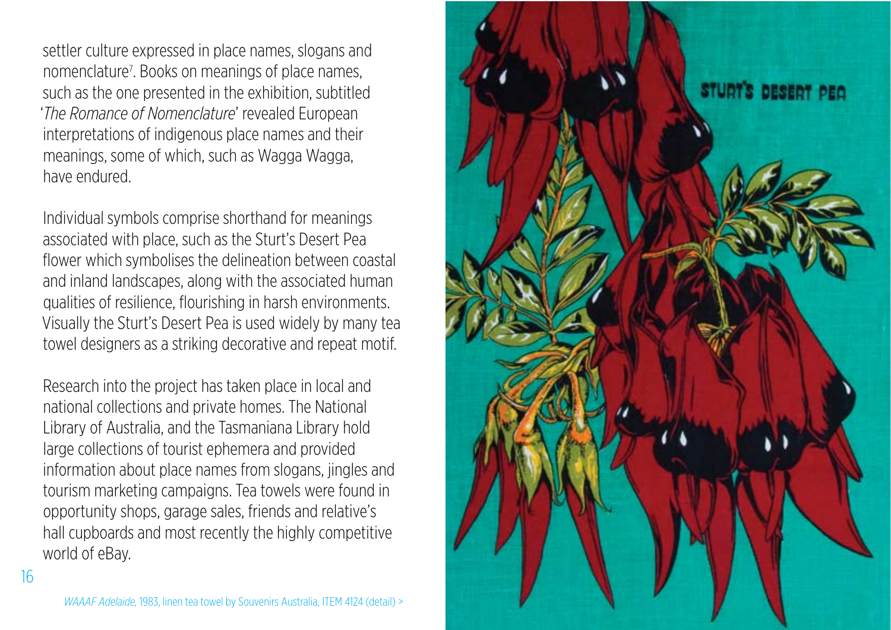settler culture expressed in place names, slogans and nomenclature[7]. Books on meanings of place names, such as the one presented in the exhibition, subtitled '*The Romance of Nomenclature*' revealed European interpretations of indigenous place names and their meanings, some of which, such as Wagga Wagga, have endured.

Individual symbols comprise shorthand for meanings associated with place, such as the Sturt's Desert Pea flower which symbolises the delineation between coastal and inland landscapes, along with the associated human qualities of resilience, flourishing in harsh environments. Visually the Sturt's Desert Pea is used widely by many tea towel designers as a striking decorative and repeat motif.

Research into the project has taken place in local and national collections and private homes. The National Library of Australia, and the Tasmaniana Library hold large collections of tourist ephemera and provided information about place names from slogans, jingles and tourism marketing campaigns. Tea towels were found in opportunity shops, garage sales, friends and relative's hall cupboards and most recently the highly competitive world of eBay.

*WAAAF Adelaide,* 1983, linen tea towel by Souvenirs Australia, ITEM 4124 (detail) >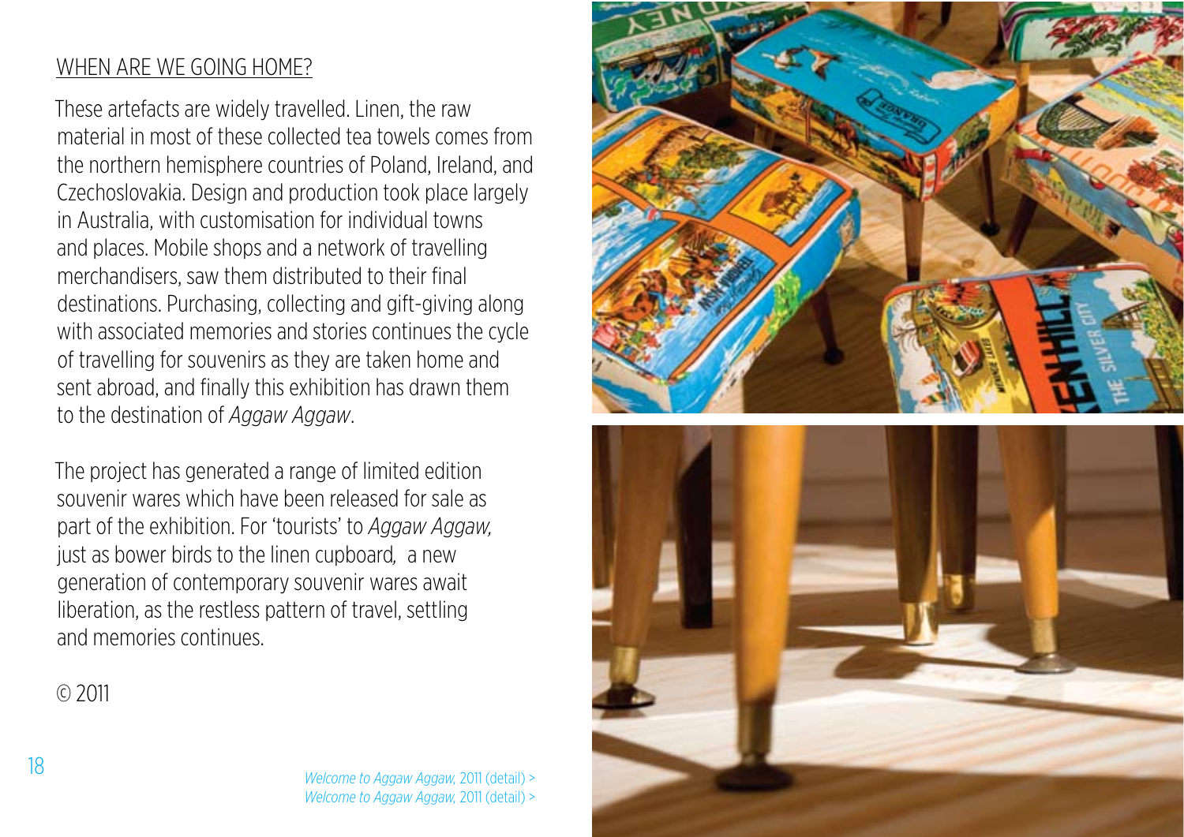## WHEN ARE WE GOING HOME?

These artefacts are widely travelled. Linen, the raw material in most of these collected tea towels comes from the northern hemisphere countries of Poland, Ireland, and Czechoslovakia. Design and production took place largely in Australia, with customisation for individual towns and places. Mobile shops and a network of travelling merchandisers, saw them distributed to their final destinations. Purchasing, collecting and gift-giving along with associated memories and stories continues the cycle of travelling for souvenirs as they are taken home and sent abroad, and finally this exhibition has drawn them to the destination of *Aggaw Aggaw*.

The project has generated a range of limited edition souvenir wares which have been released for sale as part of the exhibition. For 'tourists' to *Aggaw Aggaw,* just as bower birds to the linen cupboard, a new generation of contemporary souvenir wares await liberation, as the restless pattern of travel, settling and memories continues.

© 2011

*Welcome to Aggaw Aggaw,* 2011 (detail) >
*Welcome to Aggaw Aggaw,* 2011 (detail) >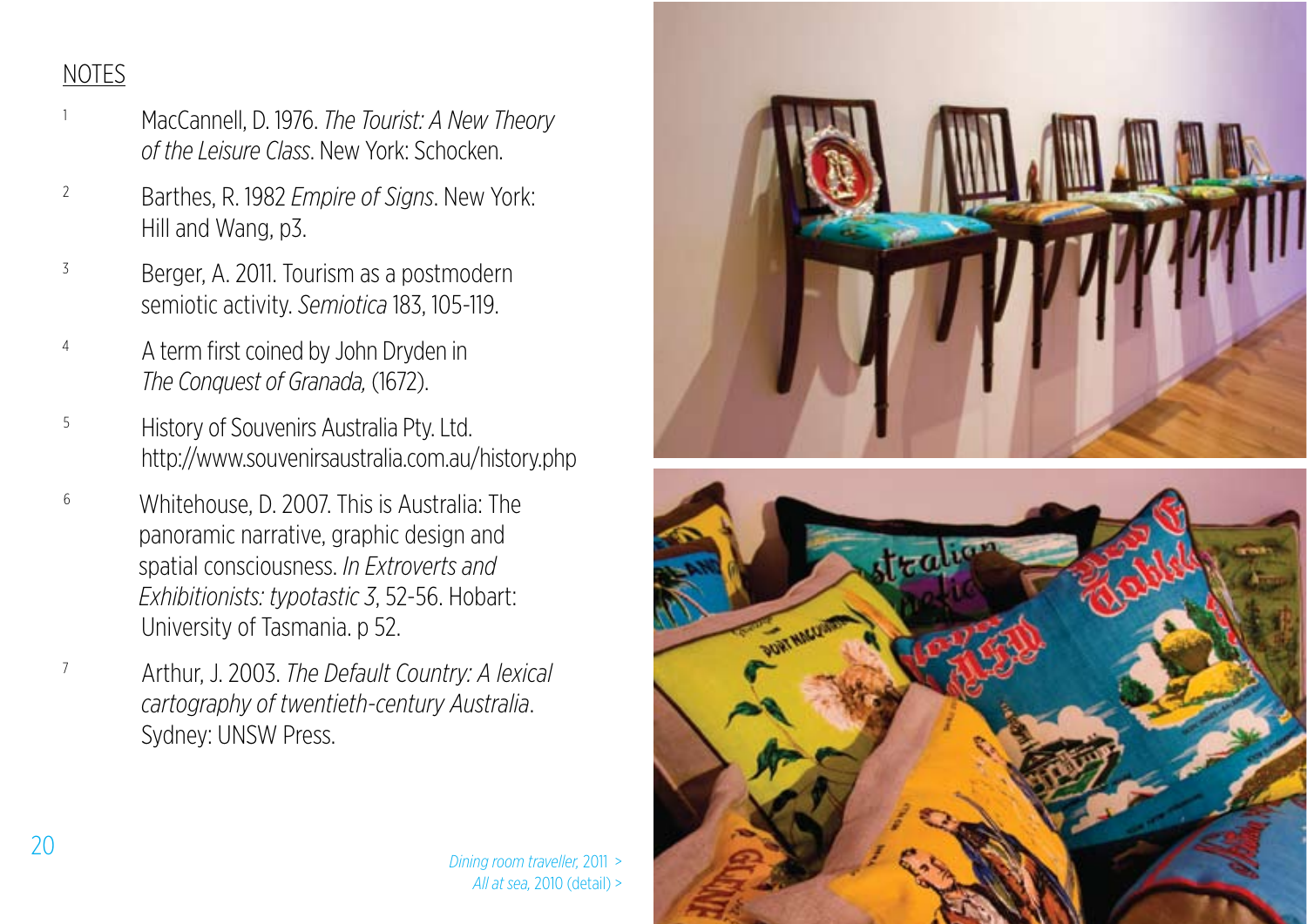## NOTES

1. MacCannell, D. 1976. *The Tourist: A New Theory of the Leisure Class*. New York: Schocken.
2. Barthes, R. 1982 *Empire of Signs*. New York: Hill and Wang, p3.
3. Berger, A. 2011. Tourism as a postmodern semiotic activity. *Semiotica* 183, 105-119.
4. A term first coined by John Dryden in *The Conquest of Granada,* (1672).
5. History of Souvenirs Australia Pty. Ltd. http://www.souvenirsaustralia.com.au/history.php
6. Whitehouse, D. 2007. This is Australia: The panoramic narrative, graphic design and spatial consciousness. *In Extroverts and Exhibitionists: typotastic 3*, 52-56. Hobart: University of Tasmania. p 52.
7. Arthur, J. 2003. *The Default Country: A lexical cartography of twentieth-century Australia*. Sydney: UNSW Press.

*Dining room traveller,* 2011 >
*All at sea,* 2010 (detail) >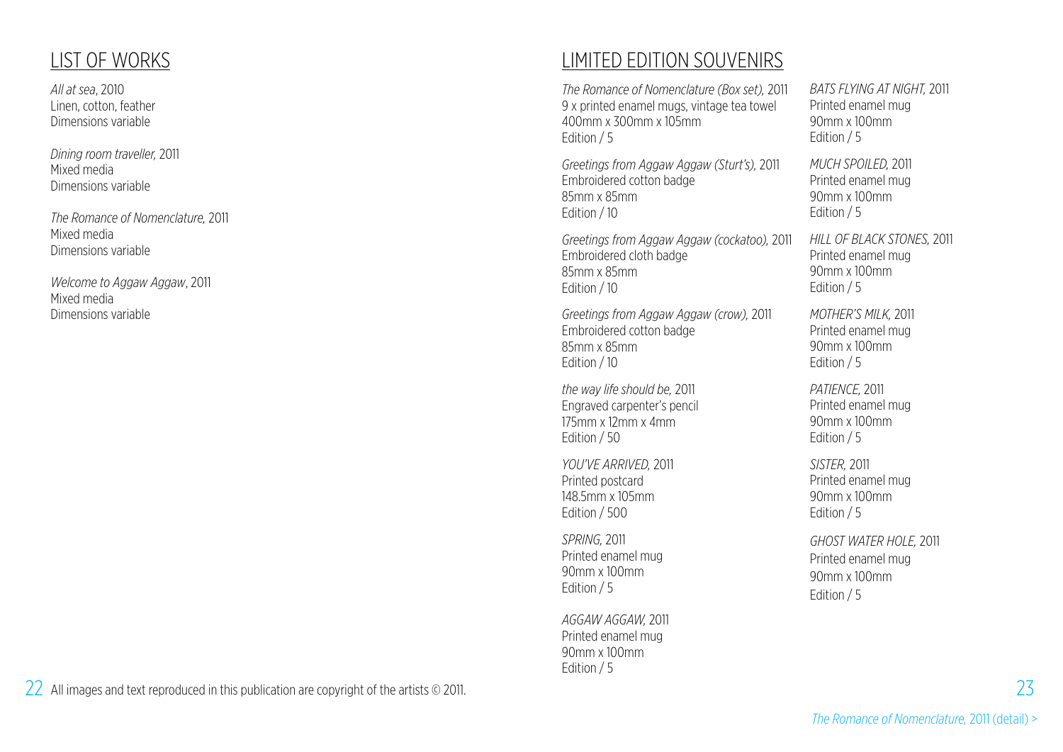## LIST OF WORKS

*All at sea*, 2010
Linen, cotton, feather
Dimensions variable

*Dining room traveller,* 2011
Mixed media
Dimensions variable

*The Romance of Nomenclature,* 2011
Mixed media
Dimensions variable

*Welcome to Aggaw Aggaw*, 2011
Mixed media
Dimensions variable

All images and text reproduced in this publication are copyright of the artists © 2011.

## LIMITED EDITION SOUVENIRS

*The Romance of Nomenclature (Box set),* 2011
9 x printed enamel mugs, vintage tea towel
400mm x 300mm x 105mm
Edition / 5

*Greetings from Aggaw Aggaw (Sturt's),* 2011
Embroidered cotton badge
85mm x 85mm
Edition / 10

*Greetings from Aggaw Aggaw (cockatoo),* 2011
Embroidered cloth badge
85mm x 85mm
Edition / 10

*Greetings from Aggaw Aggaw (crow),* 2011
Embroidered cotton badge
85mm x 85mm
Edition / 10

*the way life should be,* 2011
Engraved carpenter's pencil
175mm x 12mm x 4mm
Edition / 50

*YOU'VE ARRIVED,* 2011
Printed postcard
148.5mm x 105mm
Edition / 500

*SPRING,* 2011
Printed enamel mug
90mm x 100mm
Edition / 5

*AGGAW AGGAW,* 2011
Printed enamel mug
90mm x 100mm
Edition / 5

*BATS FLYING AT NIGHT,* 2011
Printed enamel mug
90mm x 100mm
Edition / 5

*MUCH SPOILED,* 2011
Printed enamel mug
90mm x 100mm
Edition / 5

*HILL OF BLACK STONES,* 2011
Printed enamel mug
90mm x 100mm
Edition / 5

*MOTHER'S MILK,* 2011
Printed enamel mug
90mm x 100mm
Edition / 5

*PATIENCE,* 2011
Printed enamel mug
90mm x 100mm
Edition / 5

*SISTER,* 2011
Printed enamel mug
90mm x 100mm
Edition / 5

*GHOST WATER HOLE,* 2011
Printed enamel mug
90mm x 100mm
Edition / 5

*The Romance of Nomenclature,* 2011 (detail) >